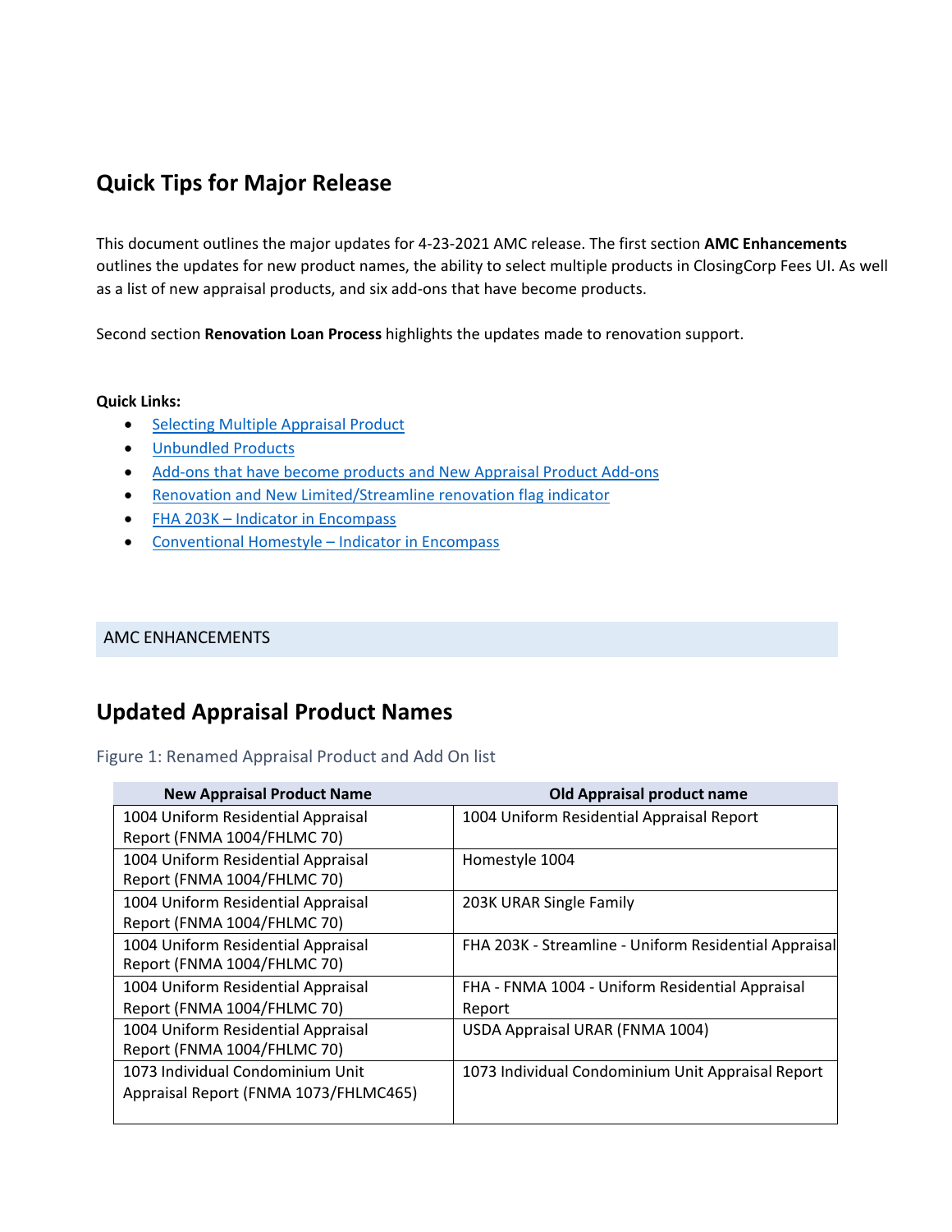# Quick Tips for Major Release

This document outlines the major updates for 4-23-2021 AMC release. The first section **AMC Enhancements** outlines the updates for new product names, the ability to select multiple products in ClosingCorp Fees UI. As well as a list of new appraisal products, and six add-ons that have become products.

Second section **Renovation Loan Process** highlights the updates made to renovation support.

**Quick Links:**

- Selecting Multiple Appraisal Product
- Unbundled Products
- Add-ons that have become products and New Appraisal Product Add-ons
- Renovation and New Limited/Streamline renovation flag indicator
- FHA 203K – Indicator in Encompass
- Conventional Homestyle – Indicator in Encompass

## AMC ENHANCEMENTS

## Updated Appraisal Product Names

Figure 1: Renamed Appraisal Product and Add On list

| New Appraisal Product Name | Old Appraisal product name |
| --- | --- |
| 1004 Uniform Residential Appraisal Report (FNMA 1004/FHLMC 70) | 1004 Uniform Residential Appraisal Report |
| 1004 Uniform Residential Appraisal Report (FNMA 1004/FHLMC 70) | Homestyle 1004 |
| 1004 Uniform Residential Appraisal Report (FNMA 1004/FHLMC 70) | 203K URAR Single Family |
| 1004 Uniform Residential Appraisal Report (FNMA 1004/FHLMC 70) | FHA 203K - Streamline - Uniform Residential Appraisal |
| 1004 Uniform Residential Appraisal Report (FNMA 1004/FHLMC 70) | FHA - FNMA 1004 - Uniform Residential Appraisal Report |
| 1004 Uniform Residential Appraisal Report (FNMA 1004/FHLMC 70) | USDA Appraisal URAR (FNMA 1004) |
| 1073 Individual Condominium Unit Appraisal Report (FNMA 1073/FHLMC465) | 1073 Individual Condominium Unit Appraisal Report |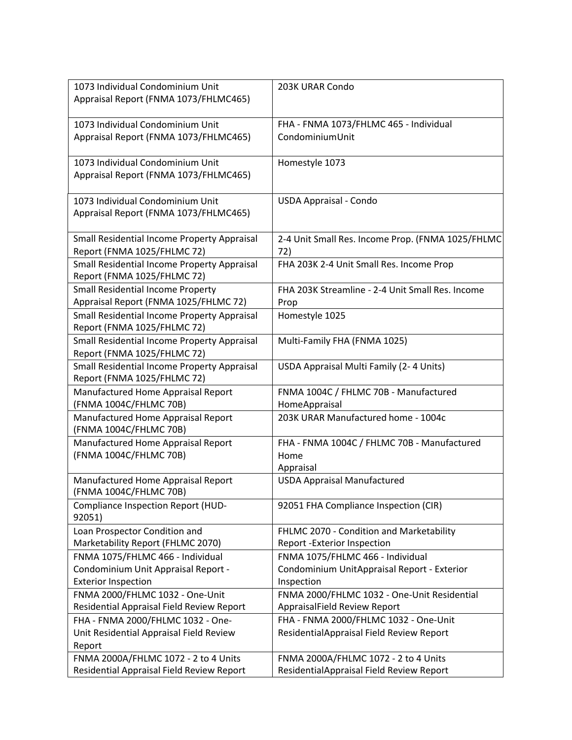| | |
|---|---|
| 1073 Individual Condominium Unit Appraisal Report (FNMA 1073/FHLMC465) | 203K URAR Condo |
| 1073 Individual Condominium Unit Appraisal Report (FNMA 1073/FHLMC465) | FHA - FNMA 1073/FHLMC 465 - Individual CondominiumUnit |
| 1073 Individual Condominium Unit Appraisal Report (FNMA 1073/FHLMC465) | Homestyle 1073 |
| 1073 Individual Condominium Unit Appraisal Report (FNMA 1073/FHLMC465) | USDA Appraisal - Condo |
| Small Residential Income Property Appraisal Report (FNMA 1025/FHLMC 72) | 2-4 Unit Small Res. Income Prop. (FNMA 1025/FHLMC 72) |
| Small Residential Income Property Appraisal Report (FNMA 1025/FHLMC 72) | FHA 203K 2-4 Unit Small Res. Income Prop |
| Small Residential Income Property Appraisal Report (FNMA 1025/FHLMC 72) | FHA 203K Streamline - 2-4 Unit Small Res. Income Prop |
| Small Residential Income Property Appraisal Report (FNMA 1025/FHLMC 72) | Homestyle 1025 |
| Small Residential Income Property Appraisal Report (FNMA 1025/FHLMC 72) | Multi-Family FHA (FNMA 1025) |
| Small Residential Income Property Appraisal Report (FNMA 1025/FHLMC 72) | USDA Appraisal Multi Family (2- 4 Units) |
| Manufactured Home Appraisal Report (FNMA 1004C/FHLMC 70B) | FNMA 1004C / FHLMC 70B - Manufactured HomeAppraisal |
| Manufactured Home Appraisal Report (FNMA 1004C/FHLMC 70B) | 203K URAR Manufactured home - 1004c |
| Manufactured Home Appraisal Report (FNMA 1004C/FHLMC 70B) | FHA - FNMA 1004C / FHLMC 70B - Manufactured Home Appraisal |
| Manufactured Home Appraisal Report (FNMA 1004C/FHLMC 70B) | USDA Appraisal Manufactured |
| Compliance Inspection Report (HUD-92051) | 92051 FHA Compliance Inspection (CIR) |
| Loan Prospector Condition and Marketability Report (FHLMC 2070) | FHLMC 2070 - Condition and Marketability Report -Exterior Inspection |
| FNMA 1075/FHLMC 466 - Individual Condominium Unit Appraisal Report - Exterior Inspection | FNMA 1075/FHLMC 466 - Individual Condominium UnitAppraisal Report - Exterior Inspection |
| FNMA 2000/FHLMC 1032 - One-Unit Residential Appraisal Field Review Report | FNMA 2000/FHLMC 1032 - One-Unit Residential AppraisalField Review Report |
| FHA - FNMA 2000/FHLMC 1032 - One-Unit Residential Appraisal Field Review Report | FHA - FNMA 2000/FHLMC 1032 - One-Unit ResidentialAppraisal Field Review Report |
| FNMA 2000A/FHLMC 1072 - 2 to 4 Units Residential Appraisal Field Review Report | FNMA 2000A/FHLMC 1072 - 2 to 4 Units ResidentialAppraisal Field Review Report |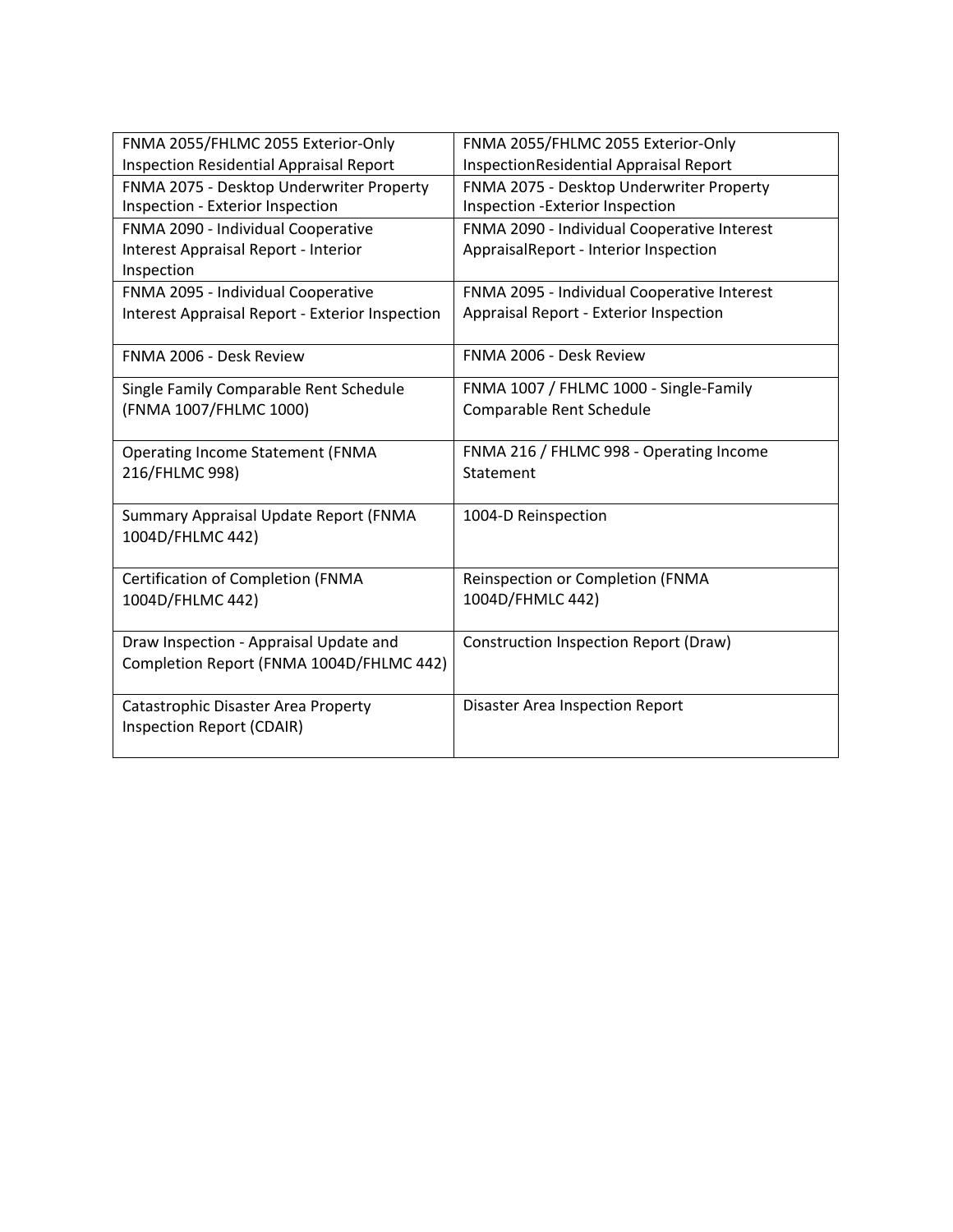| FNMA 2055/FHLMC 2055 Exterior-Only Inspection Residential Appraisal Report | FNMA 2055/FHLMC 2055 Exterior-Only InspectionResidential Appraisal Report |
|---|---|
| FNMA 2075 - Desktop Underwriter Property Inspection - Exterior Inspection | FNMA 2075 - Desktop Underwriter Property Inspection -Exterior Inspection |
| FNMA 2090 - Individual Cooperative Interest Appraisal Report - Interior Inspection | FNMA 2090 - Individual Cooperative Interest AppraisalReport - Interior Inspection |
| FNMA 2095 - Individual Cooperative Interest Appraisal Report - Exterior Inspection | FNMA 2095 - Individual Cooperative Interest Appraisal Report - Exterior Inspection |
| FNMA 2006 - Desk Review | FNMA 2006 - Desk Review |
| Single Family Comparable Rent Schedule (FNMA 1007/FHLMC 1000) | FNMA 1007 / FHLMC 1000 - Single-Family Comparable Rent Schedule |
| Operating Income Statement (FNMA 216/FHLMC 998) | FNMA 216 / FHLMC 998 - Operating Income Statement |
| Summary Appraisal Update Report (FNMA 1004D/FHLMC 442) | 1004-D Reinspection |
| Certification of Completion (FNMA 1004D/FHLMC 442) | Reinspection or Completion (FNMA 1004D/FHMLC 442) |
| Draw Inspection - Appraisal Update and Completion Report (FNMA 1004D/FHLMC 442) | Construction Inspection Report (Draw) |
| Catastrophic Disaster Area Property Inspection Report (CDAIR) | Disaster Area Inspection Report |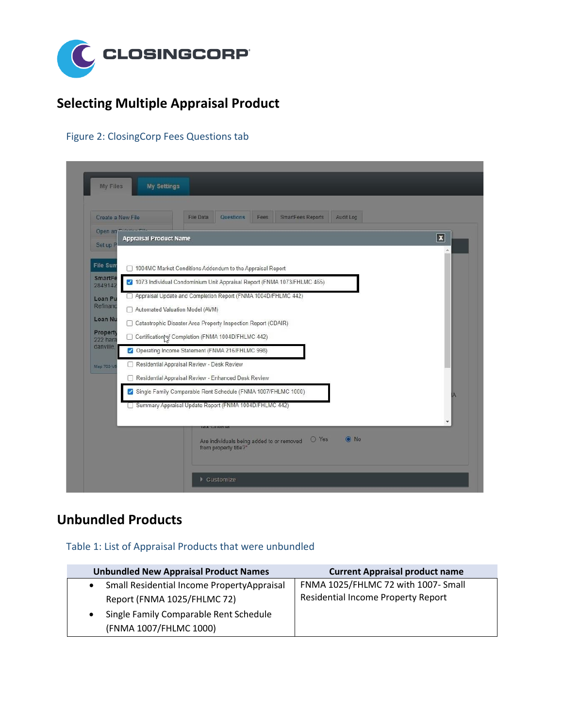## Selecting Multiple Appraisal Product

Figure 2: ClosingCorp Fees Questions tab

## Unbundled Products

Table 1: List of Appraisal Products that were unbundled

| Unbundled New Appraisal Product Names | Current Appraisal product name |
|---|---|
| • Small Residential Income PropertyAppraisal Report (FNMA 1025/FHLMC 72)<br>• Single Family Comparable Rent Schedule (FNMA 1007/FHLMC 1000) | FNMA 1025/FHLMC 72 with 1007- Small Residential Income Property Report |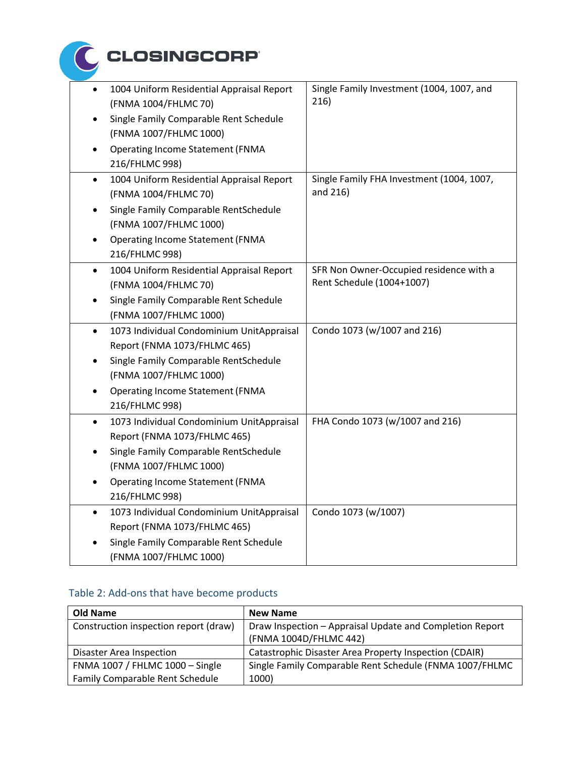| | |
|---|---|
| • 1004 Uniform Residential Appraisal Report (FNMA 1004/FHLMC 70)<br>• Single Family Comparable Rent Schedule (FNMA 1007/FHLMC 1000)<br>• Operating Income Statement (FNMA 216/FHLMC 998) | Single Family Investment (1004, 1007, and 216) |
| • 1004 Uniform Residential Appraisal Report (FNMA 1004/FHLMC 70)<br>• Single Family Comparable RentSchedule (FNMA 1007/FHLMC 1000)<br>• Operating Income Statement (FNMA 216/FHLMC 998) | Single Family FHA Investment (1004, 1007, and 216) |
| • 1004 Uniform Residential Appraisal Report (FNMA 1004/FHLMC 70)<br>• Single Family Comparable Rent Schedule (FNMA 1007/FHLMC 1000) | SFR Non Owner-Occupied residence with a Rent Schedule (1004+1007) |
| • 1073 Individual Condominium UnitAppraisal Report (FNMA 1073/FHLMC 465)<br>• Single Family Comparable RentSchedule (FNMA 1007/FHLMC 1000)<br>• Operating Income Statement (FNMA 216/FHLMC 998) | Condo 1073 (w/1007 and 216) |
| • 1073 Individual Condominium UnitAppraisal Report (FNMA 1073/FHLMC 465)<br>• Single Family Comparable RentSchedule (FNMA 1007/FHLMC 1000)<br>• Operating Income Statement (FNMA 216/FHLMC 998) | FHA Condo 1073 (w/1007 and 216) |
| • 1073 Individual Condominium UnitAppraisal Report (FNMA 1073/FHLMC 465)<br>• Single Family Comparable Rent Schedule (FNMA 1007/FHLMC 1000) | Condo 1073 (w/1007) |

## Table 2: Add-ons that have become products

| Old Name | New Name |
|---|---|
| Construction inspection report (draw) | Draw Inspection – Appraisal Update and Completion Report (FNMA 1004D/FHLMC 442) |
| Disaster Area Inspection | Catastrophic Disaster Area Property Inspection (CDAIR) |
| FNMA 1007 / FHLMC 1000 – Single Family Comparable Rent Schedule | Single Family Comparable Rent Schedule (FNMA 1007/FHLMC 1000) |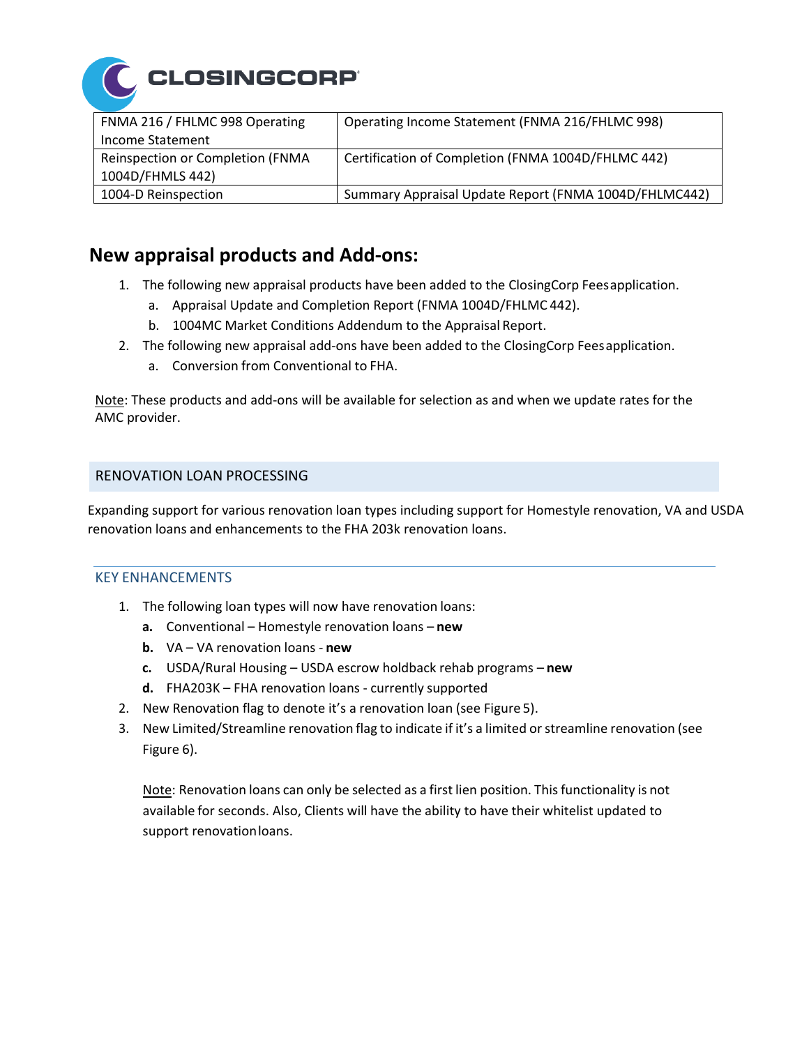| FNMA 216 / FHLMC 998 Operating Income Statement | Operating Income Statement (FNMA 216/FHLMC 998) |
|---|---|
| Reinspection or Completion (FNMA 1004D/FHMLS 442) | Certification of Completion (FNMA 1004D/FHLMC 442) |
| 1004-D Reinspection | Summary Appraisal Update Report (FNMA 1004D/FHLMC442) |

## New appraisal products and Add-ons:

1. The following new appraisal products have been added to the ClosingCorp Fees application.
   a. Appraisal Update and Completion Report (FNMA 1004D/FHLMC 442).
   b. 1004MC Market Conditions Addendum to the Appraisal Report.
2. The following new appraisal add-ons have been added to the ClosingCorp Fees application.
   a. Conversion from Conventional to FHA.

Note: These products and add-ons will be available for selection as and when we update rates for the AMC provider.

## RENOVATION LOAN PROCESSING

Expanding support for various renovation loan types including support for Homestyle renovation, VA and USDA renovation loans and enhancements to the FHA 203k renovation loans.

### KEY ENHANCEMENTS

1. The following loan types will now have renovation loans:
   **a.** Conventional – Homestyle renovation loans – **new**
   **b.** VA – VA renovation loans - **new**
   **c.** USDA/Rural Housing – USDA escrow holdback rehab programs – **new**
   **d.** FHA203K – FHA renovation loans - currently supported
2. New Renovation flag to denote it's a renovation loan (see Figure 5).
3. New Limited/Streamline renovation flag to indicate if it's a limited or streamline renovation (see Figure 6).

   Note: Renovation loans can only be selected as a first lien position. This functionality is not available for seconds. Also, Clients will have the ability to have their whitelist updated to support renovation loans.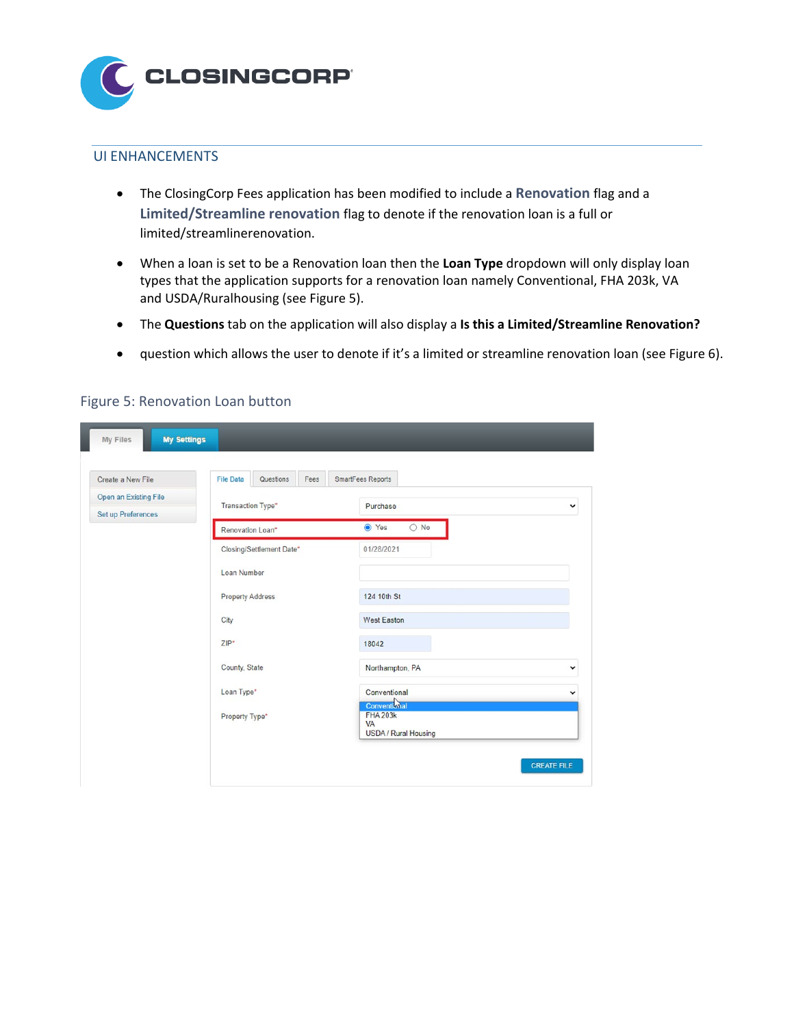## UI ENHANCEMENTS

- The ClosingCorp Fees application has been modified to include a **Renovation** flag and a **Limited/Streamline renovation** flag to denote if the renovation loan is a full or limited/streamlinerenovation.
- When a loan is set to be a Renovation loan then the **Loan Type** dropdown will only display loan types that the application supports for a renovation loan namely Conventional, FHA 203k, VA and USDA/Ruralhousing (see Figure 5).
- The **Questions** tab on the application will also display a **Is this a Limited/Streamline Renovation?**
- question which allows the user to denote if it's a limited or streamline renovation loan (see Figure 6).

Figure 5: Renovation Loan button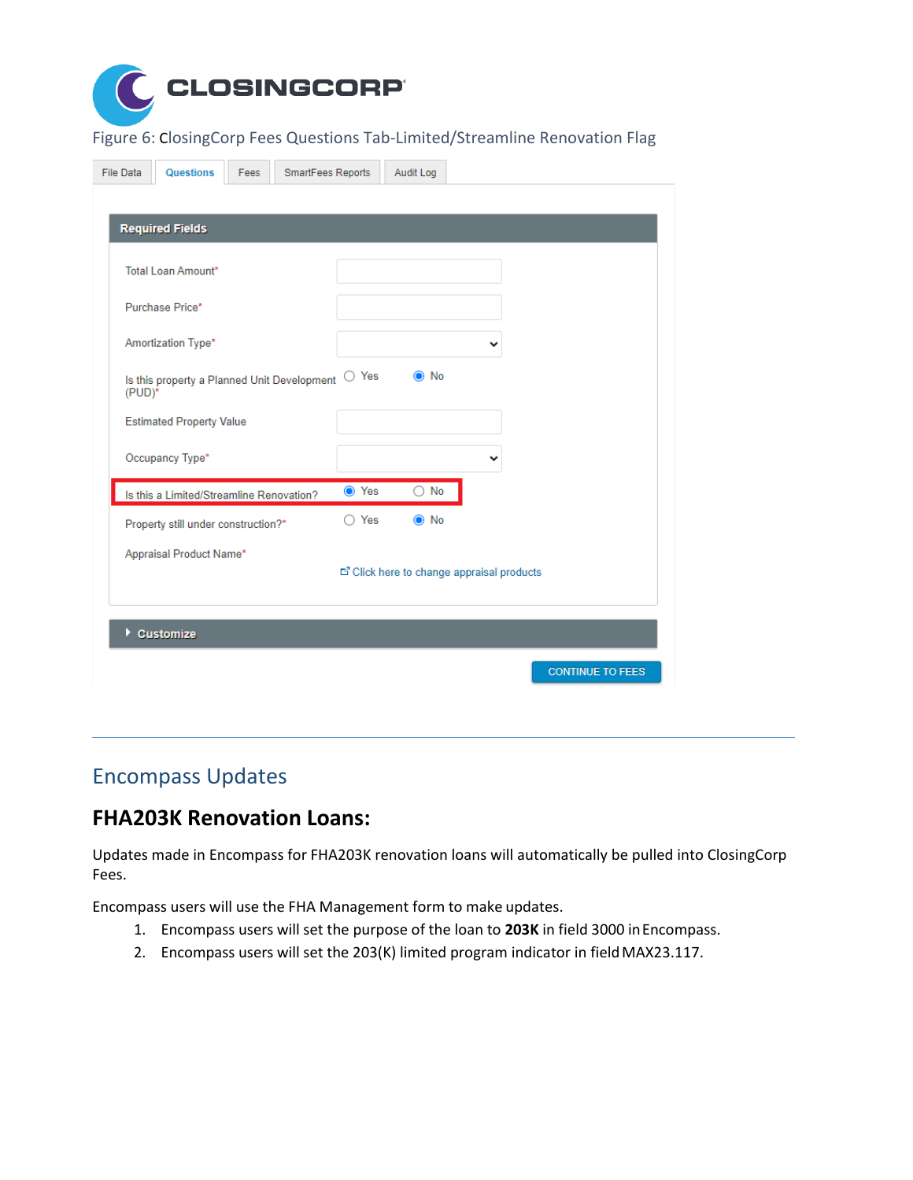Figure 6: ClosingCorp Fees Questions Tab-Limited/Streamline Renovation Flag

File Data | Questions | Fees | SmartFees Reports | Audit Log

**Required Fields**

Total Loan Amount*

Purchase Price*

Amortization Type*

Is this property a Planned Unit Development (PUD)* ○ Yes ◉ No

Estimated Property Value

Occupancy Type*

Is this a Limited/Streamline Renovation? ◉ Yes ○ No

Property still under construction?* ○ Yes ◉ No

Appraisal Product Name*

Click here to change appraisal products

Customize

CONTINUE TO FEES

---

## Encompass Updates

### FHA203K Renovation Loans:

Updates made in Encompass for FHA203K renovation loans will automatically be pulled into ClosingCorp Fees.

Encompass users will use the FHA Management form to make updates.

1. Encompass users will set the purpose of the loan to **203K** in field 3000 in Encompass.
2. Encompass users will set the 203(K) limited program indicator in field MAX23.117.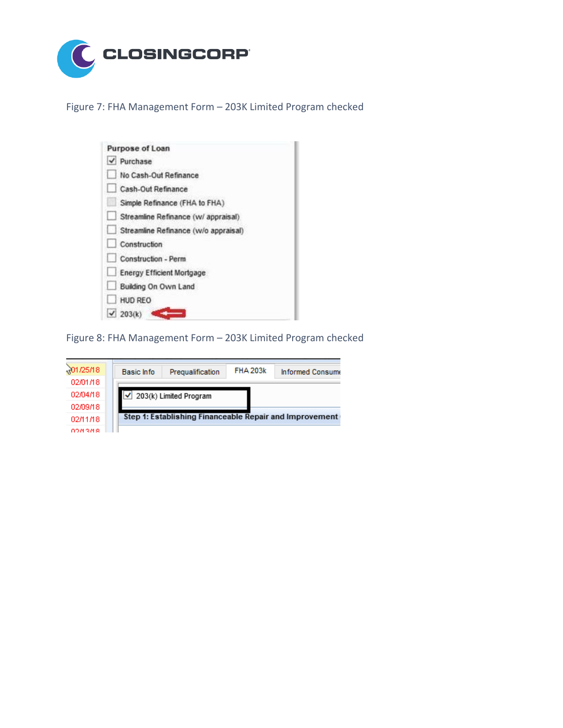Figure 7: FHA Management Form – 203K Limited Program checked

Purpose of Loan

- [x] Purchase
- [ ] No Cash-Out Refinance
- [ ] Cash-Out Refinance
- [ ] Simple Refinance (FHA to FHA)
- [ ] Streamline Refinance (w/ appraisal)
- [ ] Streamline Refinance (w/o appraisal)
- [ ] Construction
- [ ] Construction - Perm
- [ ] Energy Efficient Mortgage
- [ ] Building On Own Land
- [ ] HUD REO
- [x] 203(k)

Figure 8: FHA Management Form – 203K Limited Program checked

01/25/18
02/01/18
02/04/18
02/09/18
02/11/18

Basic Info | Prequalification | FHA 203k | Informed Consume

- [x] 203(k) Limited Program

Step 1: Establishing Financeable Repair and Improvement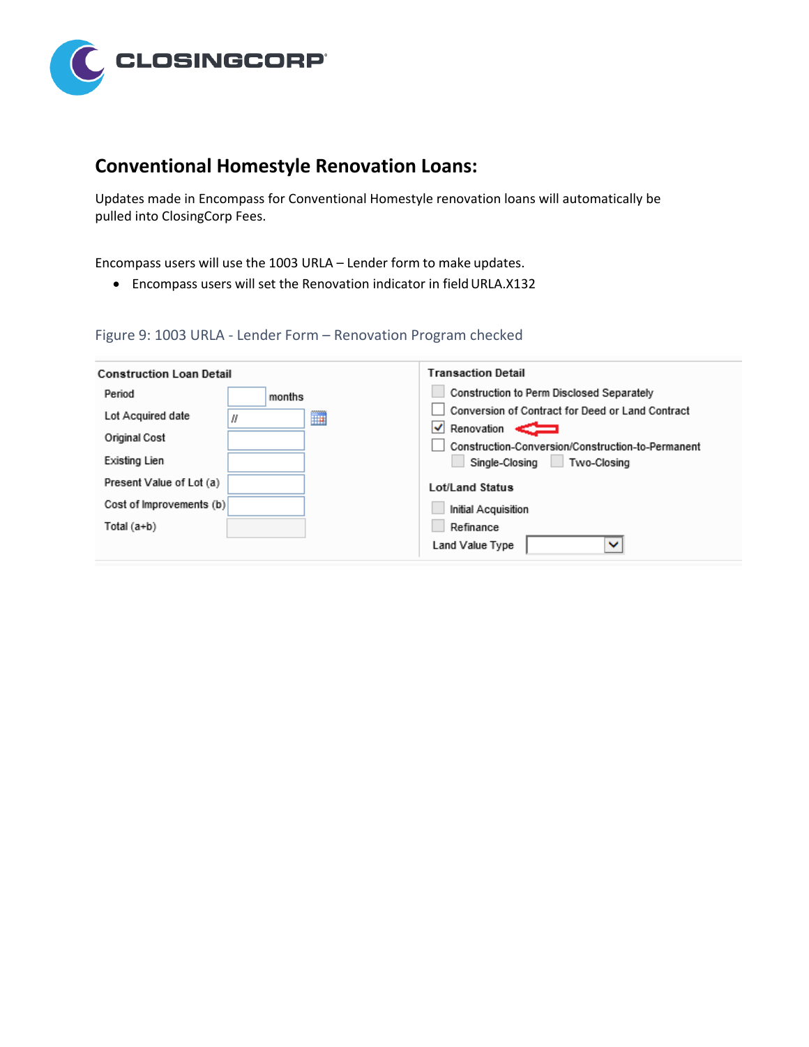## Conventional Homestyle Renovation Loans:

Updates made in Encompass for Conventional Homestyle renovation loans will automatically be pulled into ClosingCorp Fees.

Encompass users will use the 1003 URLA – Lender form to make updates.

- Encompass users will set the Renovation indicator in field URLA.X132

Figure 9: 1003 URLA - Lender Form – Renovation Program checked

Construction Loan Detail

Period months

Lot Acquired date //

Original Cost

Existing Lien

Present Value of Lot (a)

Cost of Improvements (b)

Total (a+b)

Transaction Detail

Construction to Perm Disclosed Separately

Conversion of Contract for Deed or Land Contract

Renovation

Construction-Conversion/Construction-to-Permanent

Single-Closing Two-Closing

Lot/Land Status

Initial Acquisition

Refinance

Land Value Type